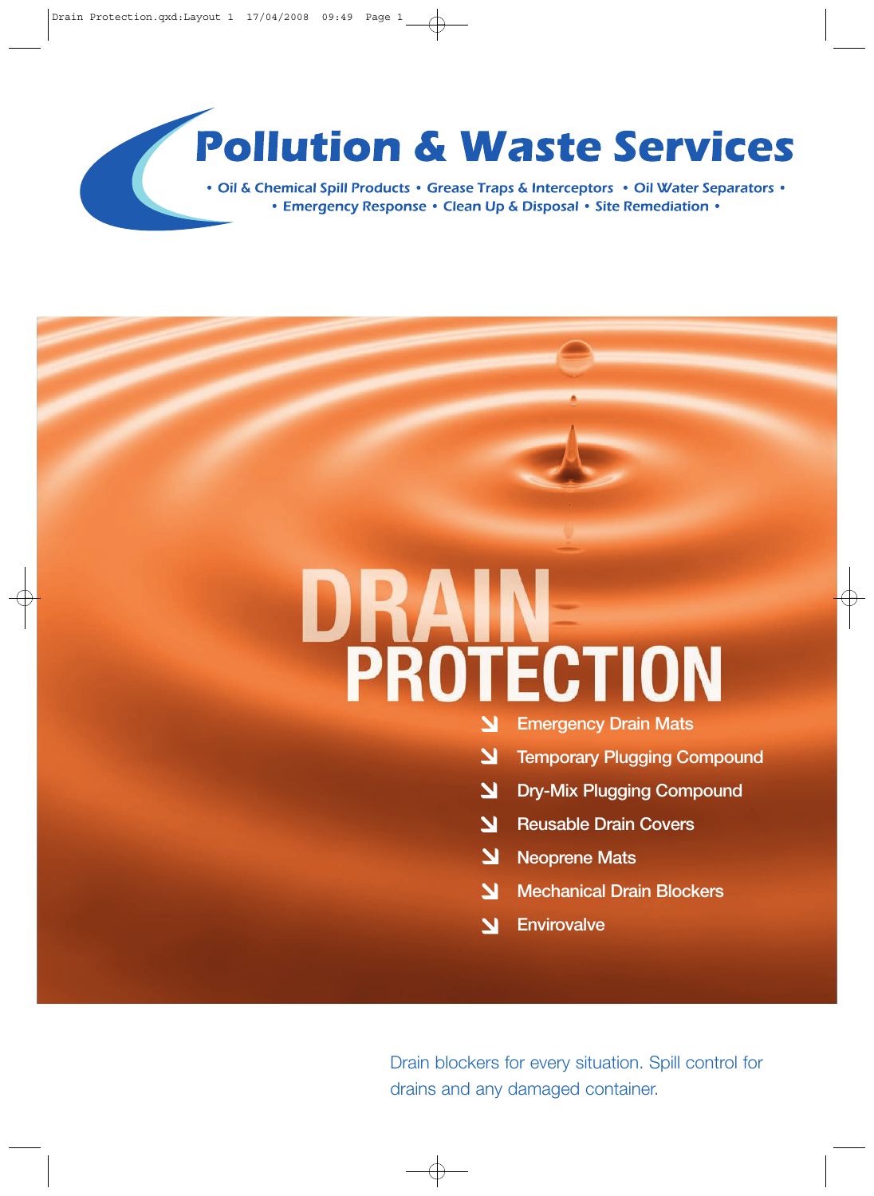# Pollution & Waste Services

• Oil & Chemical Spill Products • Grease Traps & Interceptors • Oil Water Separators •
• Emergency Response • Clean Up & Disposal • Site Remediation •

# DRAIN PROTECTION

- Emergency Drain Mats
- Temporary Plugging Compound
- Dry-Mix Plugging Compound
- Reusable Drain Covers
- Neoprene Mats
- Mechanical Drain Blockers
- Envirovalve

Drain blockers for every situation. Spill control for drains and any damaged container.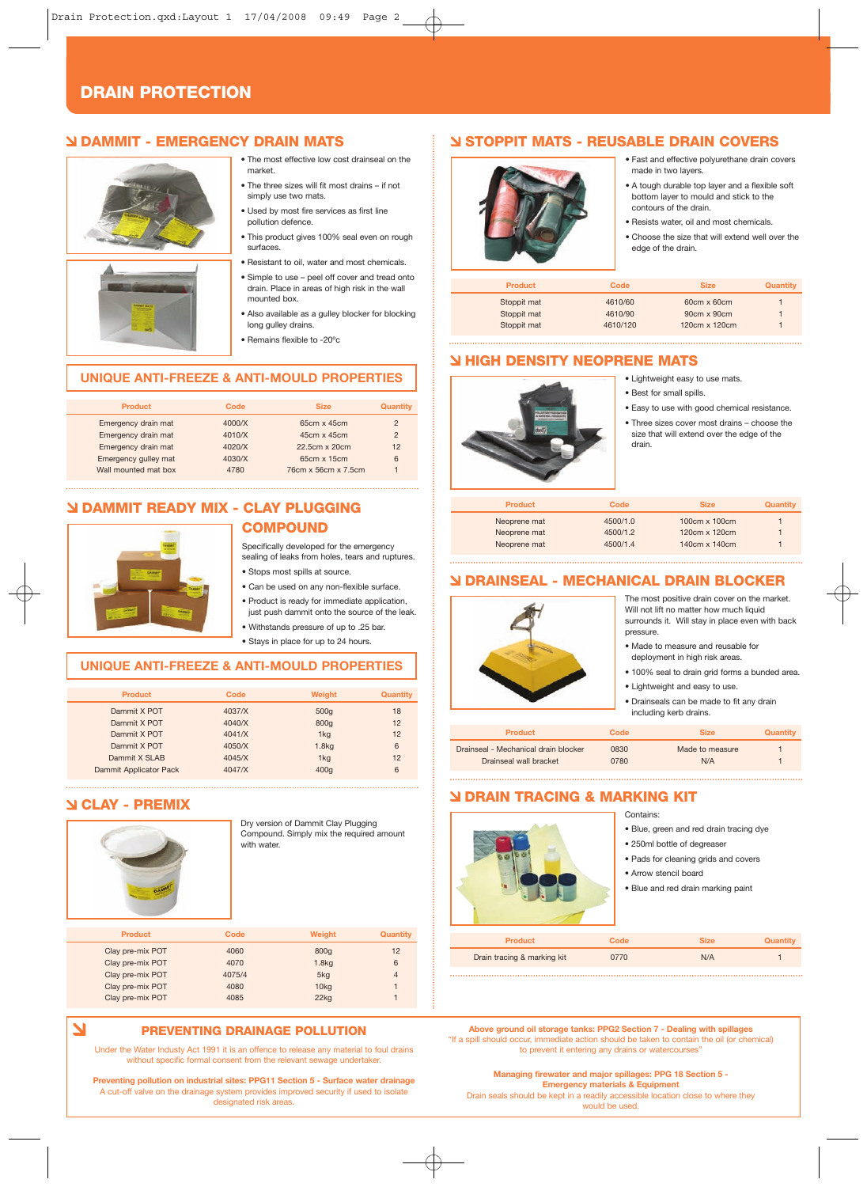# DRAIN PROTECTION

## DAMMIT - EMERGENCY DRAIN MATS

- The most effective low cost drainseal on the market.
- The three sizes will fit most drains – if not simply use two mats.
- Used by most fire services as first line pollution defence.
- This product gives 100% seal even on rough surfaces.
- Resistant to oil, water and most chemicals.
- Simple to use – peel off cover and tread onto drain. Place in areas of high risk in the wall mounted box.
- Also available as a gulley blocker for blocking long gulley drains.
- Remains flexible to -20°c

### UNIQUE ANTI-FREEZE & ANTI-MOULD PROPERTIES

| Product | Code | Size | Quantity |
|---|---|---|---|
| Emergency drain mat | 4000/X | 65cm x 45cm | 2 |
| Emergency drain mat | 4010/X | 45cm x 45cm | 2 |
| Emergency drain mat | 4020/X | 22.5cm x 20cm | 12 |
| Emergency gulley mat | 4030/X | 65cm x 15cm | 6 |
| Wall mounted mat box | 4780 | 76cm x 56cm x 7.5cm | 1 |

## DAMMIT READY MIX - CLAY PLUGGING COMPOUND

Specifically developed for the emergency sealing of leaks from holes, tears and ruptures.

- Stops most spills at source.
- Can be used on any non-flexible surface.
- Product is ready for immediate application, just push dammit onto the source of the leak.
- Withstands pressure of up to .25 bar.
- Stays in place for up to 24 hours.

### UNIQUE ANTI-FREEZE & ANTI-MOULD PROPERTIES

| Product | Code | Weight | Quantity |
|---|---|---|---|
| Dammit X POT | 4037/X | 500g | 18 |
| Dammit X POT | 4040/X | 800g | 12 |
| Dammit X POT | 4041/X | 1kg | 12 |
| Dammit X POT | 4050/X | 1.8kg | 6 |
| Dammit X SLAB | 4045/X | 1kg | 12 |
| Dammit Applicator Pack | 4047/X | 400g | 6 |

## CLAY - PREMIX

Dry version of Dammit Clay Plugging Compound. Simply mix the required amount with water.

| Product | Code | Weight | Quantity |
|---|---|---|---|
| Clay pre-mix POT | 4060 | 800g | 12 |
| Clay pre-mix POT | 4070 | 1.8kg | 6 |
| Clay pre-mix POT | 4075/4 | 5kg | 4 |
| Clay pre-mix POT | 4080 | 10kg | 1 |
| Clay pre-mix POT | 4085 | 22kg | 1 |

## STOPPIT MATS - REUSABLE DRAIN COVERS

- Fast and effective polyurethane drain covers made in two layers.
- A tough durable top layer and a flexible soft bottom layer to mould and stick to the contours of the drain.
- Resists water, oil and most chemicals.
- Choose the size that will extend well over the edge of the drain.

| Product | Code | Size | Quantity |
|---|---|---|---|
| Stoppit mat | 4610/60 | 60cm x 60cm | 1 |
| Stoppit mat | 4610/90 | 90cm x 90cm | 1 |
| Stoppit mat | 4610/120 | 120cm x 120cm | 1 |

## HIGH DENSITY NEOPRENE MATS

- Lightweight easy to use mats.
- Best for small spills.
- Easy to use with good chemical resistance.
- Three sizes cover most drains – choose the size that will extend over the edge of the drain.

| Product | Code | Size | Quantity |
|---|---|---|---|
| Neoprene mat | 4500/1.0 | 100cm x 100cm | 1 |
| Neoprene mat | 4500/1.2 | 120cm x 120cm | 1 |
| Neoprene mat | 4500/1.4 | 140cm x 140cm | 1 |

## DRAINSEAL - MECHANICAL DRAIN BLOCKER

The most positive drain cover on the market. Will not lift no matter how much liquid surrounds it. Will stay in place even with back pressure.

- Made to measure and reusable for deployment in high risk areas.
- 100% seal to drain grid forms a bunded area.
- Lightweight and easy to use.
- Drainseals can be made to fit any drain including kerb drains.

| Product | Code | Size | Quantity |
|---|---|---|---|
| Drainseal - Mechanical drain blocker | 0830 | Made to measure | 1 |
| Drainseal wall bracket | 0780 | N/A | 1 |

## DRAIN TRACING & MARKING KIT

Contains:

- Blue, green and red drain tracing dye
- 250ml bottle of degreaser
- Pads for cleaning grids and covers
- Arrow stencil board
- Blue and red drain marking paint

| Product | Code | Size | Quantity |
|---|---|---|---|
| Drain tracing & marking kit | 0770 | N/A | 1 |

## PREVENTING DRAINAGE POLLUTION

Under the Water Industy Act 1991 it is an offence to release any material to foul drains without specific formal consent from the relevant sewage undertaker.

**Preventing pollution on industrial sites: PPG11 Section 5 - Surface water drainage**
A cut-off valve on the drainage system provides improved security if used to isolate designated risk areas.

**Above ground oil storage tanks: PPG2 Section 7 - Dealing with spillages**
"If a spill should occur, immediate action should be taken to contain the oil (or chemical) to prevent it entering any drains or watercourses"

**Managing firewater and major spillages: PPG 18 Section 5 - Emergency materials & Equipment**
Drain seals should be kept in a readily accessible location close to where they would be used.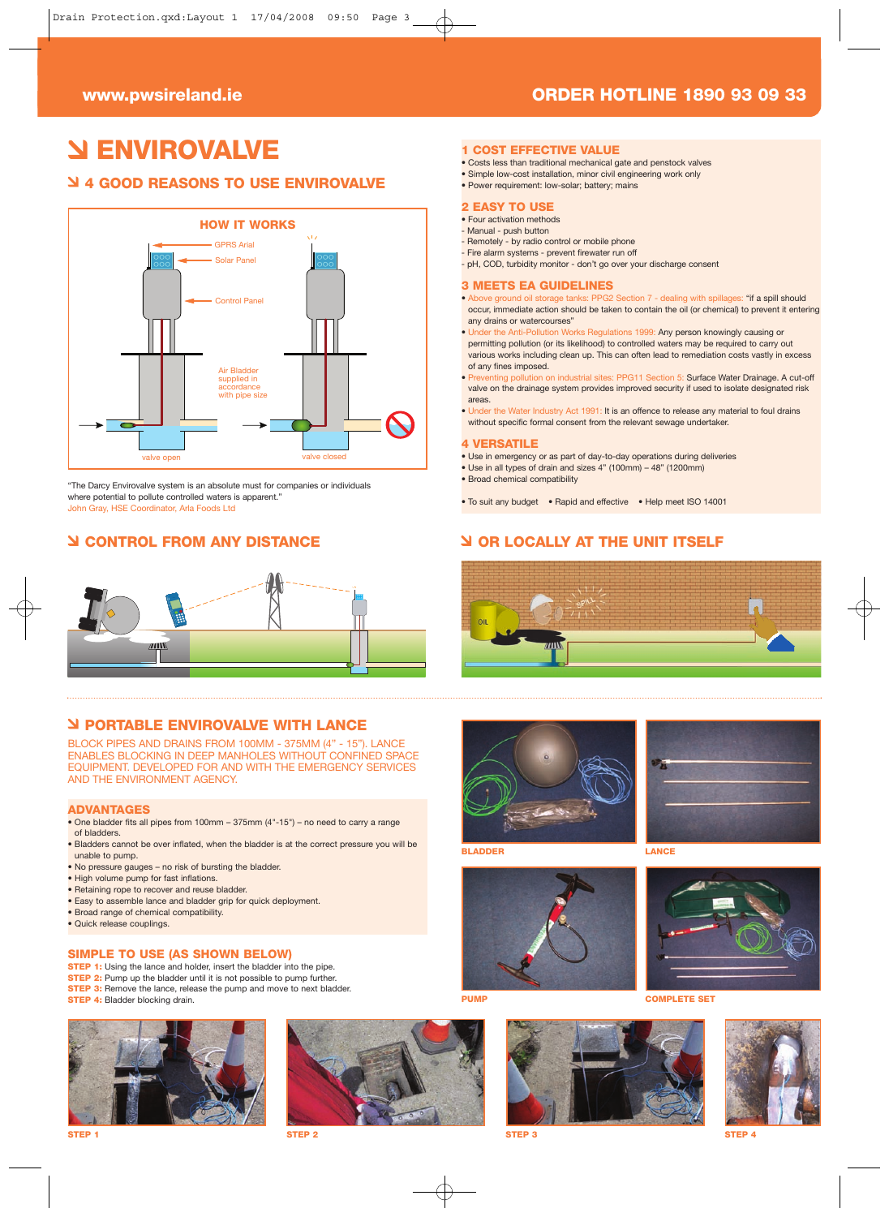www.pwsireland.ie

ORDER HOTLINE 1890 93 09 33

# ENVIROVALVE

## 4 GOOD REASONS TO USE ENVIROVALVE

HOW IT WORKS

GPRS Arial

Solar Panel

Control Panel

Air Bladder supplied in accordance with pipe size

valve open

valve closed

"The Darcy Envirovalve system is an absolute must for companies or individuals where potential to pollute controlled waters is apparent."
John Gray, HSE Coordinator, Arla Foods Ltd

### 1 COST EFFECTIVE VALUE

- Costs less than traditional mechanical gate and penstock valves
- Simple low-cost installation, minor civil engineering work only
- Power requirement: low-solar; battery; mains

### 2 EASY TO USE

- Four activation methods
- Manual - push button
- Remotely - by radio control or mobile phone
- Fire alarm systems - prevent firewater run off
- pH, COD, turbidity monitor - don't go over your discharge consent

### 3 MEETS EA GUIDELINES

- Above ground oil storage tanks: PPG2 Section 7 - dealing with spillages: "if a spill should occur, immediate action should be taken to contain the oil (or chemical) to prevent it entering any drains or watercourses"
- Under the Anti-Pollution Works Regulations 1999: Any person knowingly causing or permitting pollution (or its likelihood) to controlled waters may be required to carry out various works including clean up. This can often lead to remediation costs vastly in excess of any fines imposed.
- Preventing pollution on industrial sites: PPG11 Section 5: Surface Water Drainage. A cut-off valve on the drainage system provides improved security if used to isolate designated risk areas.
- Under the Water Industry Act 1991: It is an offence to release any material to foul drains without specific formal consent from the relevant sewage undertaker.

### 4 VERSATILE

- Use in emergency or as part of day-to-day operations during deliveries
- Use in all types of drain and sizes 4" (100mm) – 48" (1200mm)
- Broad chemical compatibility

- To suit any budget
- Rapid and effective
- Help meet ISO 14001

## CONTROL FROM ANY DISTANCE

## OR LOCALLY AT THE UNIT ITSELF

## PORTABLE ENVIROVALVE WITH LANCE

BLOCK PIPES AND DRAINS FROM 100MM - 375MM (4" - 15"). LANCE ENABLES BLOCKING IN DEEP MANHOLES WITHOUT CONFINED SPACE EQUIPMENT. DEVELOPED FOR AND WITH THE EMERGENCY SERVICES AND THE ENVIRONMENT AGENCY.

### ADVANTAGES

- One bladder fits all pipes from 100mm – 375mm (4"-15") – no need to carry a range of bladders.
- Bladders cannot be over inflated, when the bladder is at the correct pressure you will be unable to pump.
- No pressure gauges – no risk of bursting the bladder.
- High volume pump for fast inflations.
- Retaining rope to recover and reuse bladder.
- Easy to assemble lance and bladder grip for quick deployment.
- Broad range of chemical compatibility.
- Quick release couplings.

### SIMPLE TO USE (AS SHOWN BELOW)

**STEP 1:** Using the lance and holder, insert the bladder into the pipe.
**STEP 2:** Pump up the bladder until it is not possible to pump further.
**STEP 3:** Remove the lance, release the pump and move to next bladder.
**STEP 4:** Bladder blocking drain.

BLADDER

LANCE

PUMP

COMPLETE SET

STEP 1

STEP 2

STEP 3

STEP 4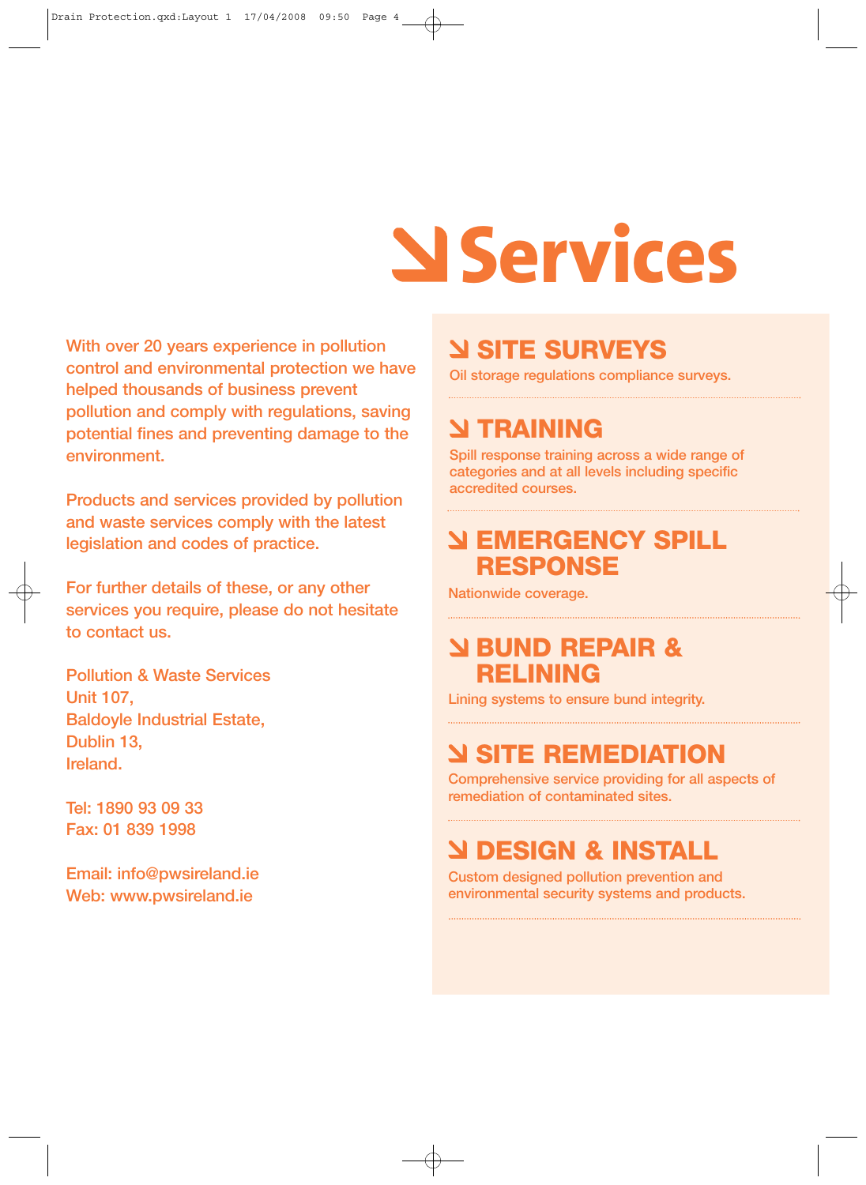# ↘ Services

With over 20 years experience in pollution control and environmental protection we have helped thousands of business prevent pollution and comply with regulations, saving potential fines and preventing damage to the environment.

Products and services provided by pollution and waste services comply with the latest legislation and codes of practice.

For further details of these, or any other services you require, please do not hesitate to contact us.

Pollution & Waste Services
Unit 107,
Baldoyle Industrial Estate,
Dublin 13,
Ireland.

Tel: 1890 93 09 33
Fax: 01 839 1998

Email: info@pwsireland.ie
Web: www.pwsireland.ie

## ↘ SITE SURVEYS

Oil storage regulations compliance surveys.

## ↘ TRAINING

Spill response training across a wide range of categories and at all levels including specific accredited courses.

## ↘ EMERGENCY SPILL RESPONSE

Nationwide coverage.

## ↘ BUND REPAIR & RELINING

Lining systems to ensure bund integrity.

## ↘ SITE REMEDIATION

Comprehensive service providing for all aspects of remediation of contaminated sites.

## ↘ DESIGN & INSTALL

Custom designed pollution prevention and environmental security systems and products.